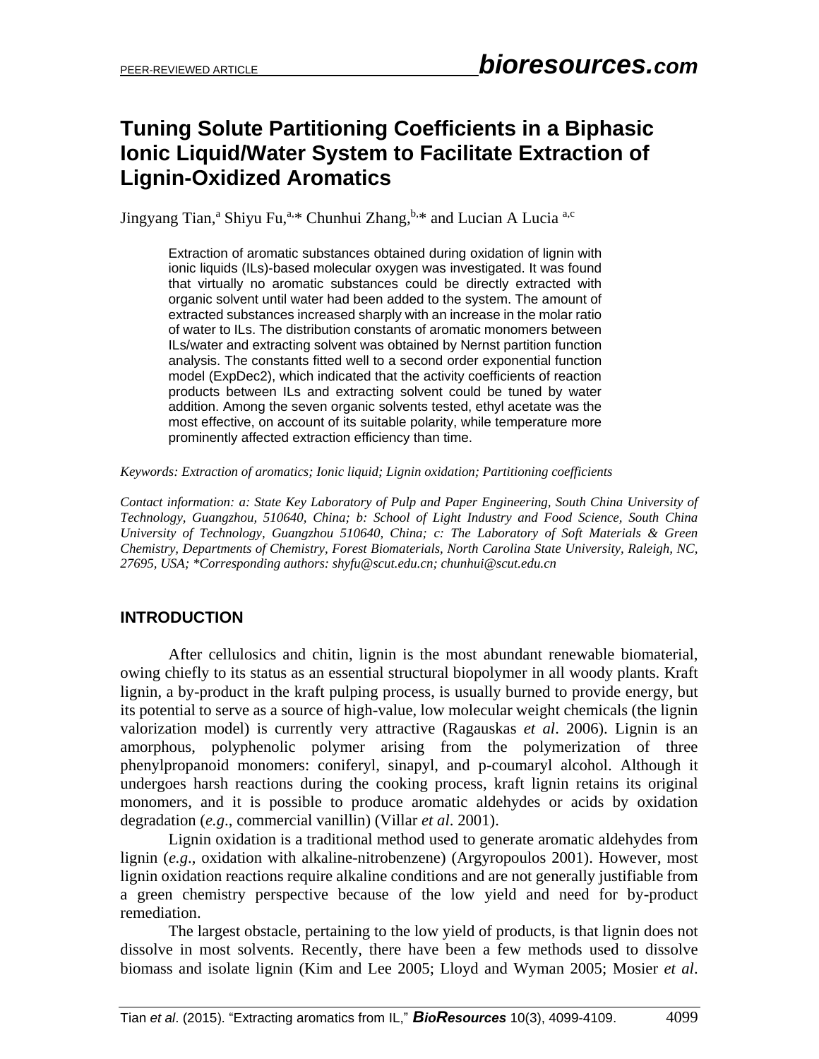# Tuning Solute Partitioning Coefficients in a Biphasic Ionic Liquid/Water System to Facilitate Extraction of Lignin-Oxidized Aromatics

Jingyang Tian,[a] Shiyu Fu,[a,]* Chunhui Zhang,[b,]* and Lucian A Lucia [a,c]

Extraction of aromatic substances obtained during oxidation of lignin with ionic liquids (ILs)-based molecular oxygen was investigated. It was found that virtually no aromatic substances could be directly extracted with organic solvent until water had been added to the system. The amount of extracted substances increased sharply with an increase in the molar ratio of water to ILs. The distribution constants of aromatic monomers between ILs/water and extracting solvent was obtained by Nernst partition function analysis. The constants fitted well to a second order exponential function model (ExpDec2), which indicated that the activity coefficients of reaction products between ILs and extracting solvent could be tuned by water addition. Among the seven organic solvents tested, ethyl acetate was the most effective, on account of its suitable polarity, while temperature more prominently affected extraction efficiency than time.

*Keywords: Extraction of aromatics; Ionic liquid; Lignin oxidation; Partitioning coefficients*

*Contact information: a: State Key Laboratory of Pulp and Paper Engineering, South China University of Technology, Guangzhou, 510640, China; b: School of Light Industry and Food Science, South China University of Technology, Guangzhou 510640, China; c: The Laboratory of Soft Materials & Green Chemistry, Departments of Chemistry, Forest Biomaterials, North Carolina State University, Raleigh, NC, 27695, USA; *Corresponding authors: shyfu@scut.edu.cn; chunhui@scut.edu.cn*

## INTRODUCTION

After cellulosics and chitin, lignin is the most abundant renewable biomaterial, owing chiefly to its status as an essential structural biopolymer in all woody plants. Kraft lignin, a by-product in the kraft pulping process, is usually burned to provide energy, but its potential to serve as a source of high-value, low molecular weight chemicals (the lignin valorization model) is currently very attractive (Ragauskas *et al*. 2006). Lignin is an amorphous, polyphenolic polymer arising from the polymerization of three phenylpropanoid monomers: coniferyl, sinapyl, and p-coumaryl alcohol. Although it undergoes harsh reactions during the cooking process, kraft lignin retains its original monomers, and it is possible to produce aromatic aldehydes or acids by oxidation degradation (*e.g*., commercial vanillin) (Villar *et al*. 2001).

Lignin oxidation is a traditional method used to generate aromatic aldehydes from lignin (*e.g*., oxidation with alkaline-nitrobenzene) (Argyropoulos 2001). However, most lignin oxidation reactions require alkaline conditions and are not generally justifiable from a green chemistry perspective because of the low yield and need for by-product remediation.

The largest obstacle, pertaining to the low yield of products, is that lignin does not dissolve in most solvents. Recently, there have been a few methods used to dissolve biomass and isolate lignin (Kim and Lee 2005; Lloyd and Wyman 2005; Mosier *et al*.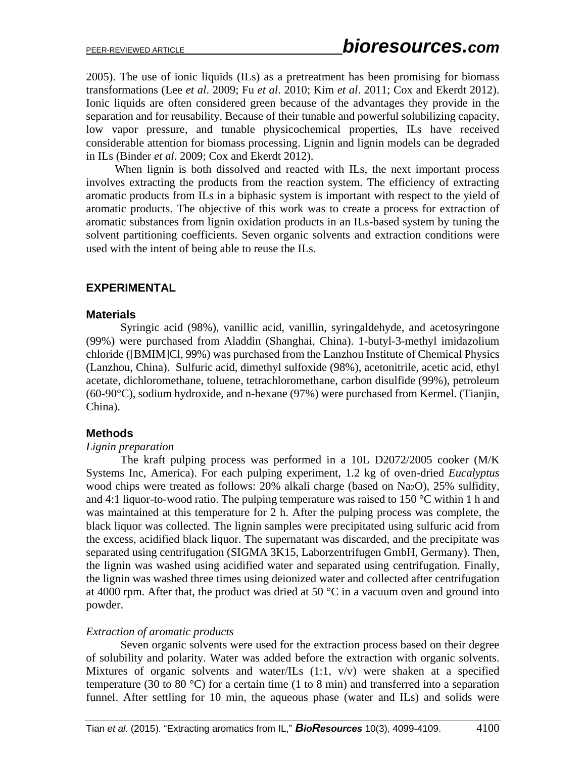2005). The use of ionic liquids (ILs) as a pretreatment has been promising for biomass transformations (Lee *et al*. 2009; Fu *et al*. 2010; Kim *et al*. 2011; Cox and Ekerdt 2012). Ionic liquids are often considered green because of the advantages they provide in the separation and for reusability. Because of their tunable and powerful solubilizing capacity, low vapor pressure, and tunable physicochemical properties, ILs have received considerable attention for biomass processing. Lignin and lignin models can be degraded in ILs (Binder *et al*. 2009; Cox and Ekerdt 2012).

When lignin is both dissolved and reacted with ILs, the next important process involves extracting the products from the reaction system. The efficiency of extracting aromatic products from ILs in a biphasic system is important with respect to the yield of aromatic products. The objective of this work was to create a process for extraction of aromatic substances from lignin oxidation products in an ILs-based system by tuning the solvent partitioning coefficients. Seven organic solvents and extraction conditions were used with the intent of being able to reuse the ILs.

## EXPERIMENTAL

### Materials

Syringic acid (98%), vanillic acid, vanillin, syringaldehyde, and acetosyringone (99%) were purchased from Aladdin (Shanghai, China). 1-butyl-3-methyl imidazolium chloride ([BMIM]Cl, 99%) was purchased from the Lanzhou Institute of Chemical Physics (Lanzhou, China). Sulfuric acid, dimethyl sulfoxide (98%), acetonitrile, acetic acid, ethyl acetate, dichloromethane, toluene, tetrachloromethane, carbon disulfide (99%), petroleum (60-90°C), sodium hydroxide, and n-hexane (97%) were purchased from Kermel. (Tianjin, China).

### Methods

*Lignin preparation*

The kraft pulping process was performed in a 10L D2072/2005 cooker (M/K Systems Inc, America). For each pulping experiment, 1.2 kg of oven-dried *Eucalyptus* wood chips were treated as follows: 20% alkali charge (based on $Na_2O$), 25% sulfidity, and 4:1 liquor-to-wood ratio. The pulping temperature was raised to 150 °C within 1 h and was maintained at this temperature for 2 h. After the pulping process was complete, the black liquor was collected. The lignin samples were precipitated using sulfuric acid from the excess, acidified black liquor. The supernatant was discarded, and the precipitate was separated using centrifugation (SIGMA 3K15, Laborzentrifugen GmbH, Germany). Then, the lignin was washed using acidified water and separated using centrifugation. Finally, the lignin was washed three times using deionized water and collected after centrifugation at 4000 rpm. After that, the product was dried at 50 °C in a vacuum oven and ground into powder.

*Extraction of aromatic products*

Seven organic solvents were used for the extraction process based on their degree of solubility and polarity. Water was added before the extraction with organic solvents. Mixtures of organic solvents and water/ILs (1:1, v/v) were shaken at a specified temperature (30 to 80 °C) for a certain time (1 to 8 min) and transferred into a separation funnel. After settling for 10 min, the aqueous phase (water and ILs) and solids were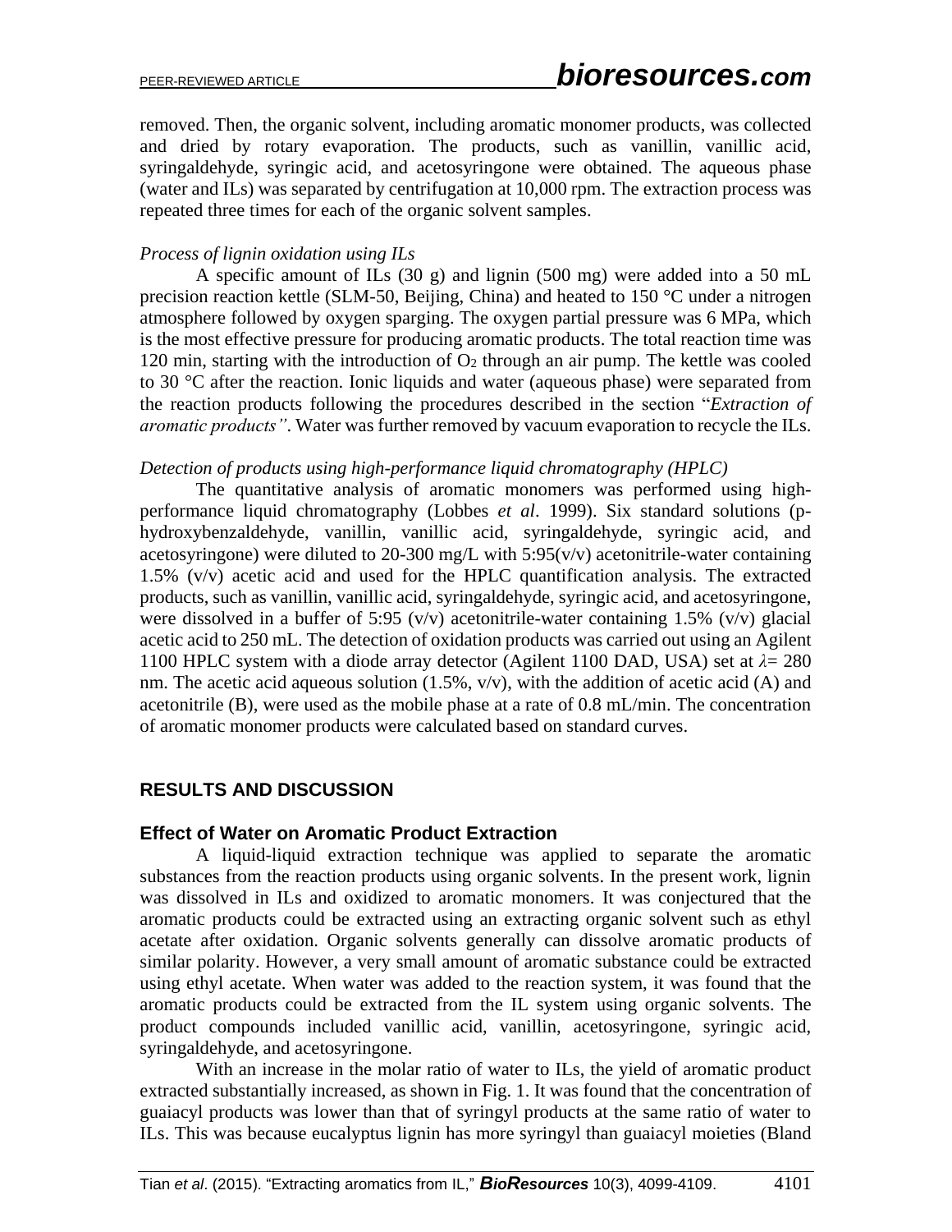removed. Then, the organic solvent, including aromatic monomer products, was collected and dried by rotary evaporation. The products, such as vanillin, vanillic acid, syringaldehyde, syringic acid, and acetosyringone were obtained. The aqueous phase (water and ILs) was separated by centrifugation at 10,000 rpm. The extraction process was repeated three times for each of the organic solvent samples.

*Process of lignin oxidation using ILs*

A specific amount of ILs (30 g) and lignin (500 mg) were added into a 50 mL precision reaction kettle (SLM-50, Beijing, China) and heated to 150 °C under a nitrogen atmosphere followed by oxygen sparging. The oxygen partial pressure was 6 MPa, which is the most effective pressure for producing aromatic products. The total reaction time was 120 min, starting with the introduction of $O_2$ through an air pump. The kettle was cooled to 30 °C after the reaction. Ionic liquids and water (aqueous phase) were separated from the reaction products following the procedures described in the section "*Extraction of aromatic products"*. Water was further removed by vacuum evaporation to recycle the ILs.

*Detection of products using high-performance liquid chromatography (HPLC)*

The quantitative analysis of aromatic monomers was performed using high-performance liquid chromatography (Lobbes *et al*. 1999). Six standard solutions (p-hydroxybenzaldehyde, vanillin, vanillic acid, syringaldehyde, syringic acid, and acetosyringone) were diluted to 20-300 mg/L with 5:95(v/v) acetonitrile-water containing 1.5% (v/v) acetic acid and used for the HPLC quantification analysis. The extracted products, such as vanillin, vanillic acid, syringaldehyde, syringic acid, and acetosyringone, were dissolved in a buffer of 5:95 (v/v) acetonitrile-water containing 1.5% (v/v) glacial acetic acid to 250 mL. The detection of oxidation products was carried out using an Agilent 1100 HPLC system with a diode array detector (Agilent 1100 DAD, USA) set at $\lambda$= 280 nm. The acetic acid aqueous solution (1.5%, v/v), with the addition of acetic acid (A) and acetonitrile (B), were used as the mobile phase at a rate of 0.8 mL/min. The concentration of aromatic monomer products were calculated based on standard curves.

## RESULTS AND DISCUSSION

### Effect of Water on Aromatic Product Extraction

A liquid-liquid extraction technique was applied to separate the aromatic substances from the reaction products using organic solvents. In the present work, lignin was dissolved in ILs and oxidized to aromatic monomers. It was conjectured that the aromatic products could be extracted using an extracting organic solvent such as ethyl acetate after oxidation. Organic solvents generally can dissolve aromatic products of similar polarity. However, a very small amount of aromatic substance could be extracted using ethyl acetate. When water was added to the reaction system, it was found that the aromatic products could be extracted from the IL system using organic solvents. The product compounds included vanillic acid, vanillin, acetosyringone, syringic acid, syringaldehyde, and acetosyringone.

With an increase in the molar ratio of water to ILs, the yield of aromatic product extracted substantially increased, as shown in Fig. 1. It was found that the concentration of guaiacyl products was lower than that of syringyl products at the same ratio of water to ILs. This was because eucalyptus lignin has more syringyl than guaiacyl moieties (Bland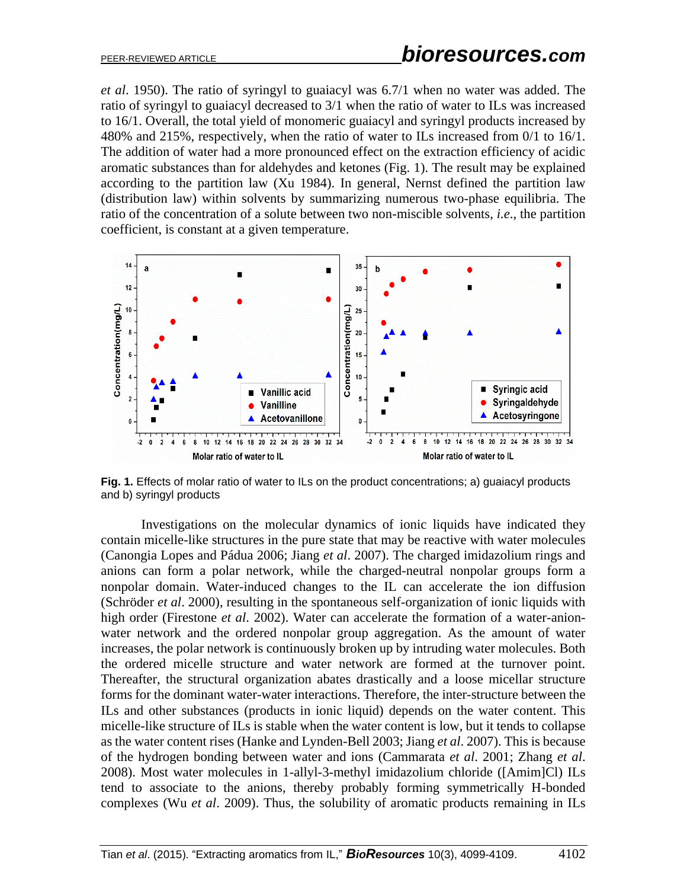*et al*. 1950). The ratio of syringyl to guaiacyl was 6.7/1 when no water was added. The ratio of syringyl to guaiacyl decreased to 3/1 when the ratio of water to ILs was increased to 16/1. Overall, the total yield of monomeric guaiacyl and syringyl products increased by 480% and 215%, respectively, when the ratio of water to ILs increased from 0/1 to 16/1. The addition of water had a more pronounced effect on the extraction efficiency of acidic aromatic substances than for aldehydes and ketones (Fig. 1). The result may be explained according to the partition law (Xu 1984). In general, Nernst defined the partition law (distribution law) within solvents by summarizing numerous two-phase equilibria. The ratio of the concentration of a solute between two non-miscible solvents, *i.e.*, the partition coefficient, is constant at a given temperature.

**Fig. 1.** Effects of molar ratio of water to ILs on the product concentrations; a) guaiacyl products and b) syringyl products

Investigations on the molecular dynamics of ionic liquids have indicated they contain micelle-like structures in the pure state that may be reactive with water molecules (Canongia Lopes and Pádua 2006; Jiang *et al*. 2007). The charged imidazolium rings and anions can form a polar network, while the charged-neutral nonpolar groups form a nonpolar domain. Water-induced changes to the IL can accelerate the ion diffusion (Schröder *et al*. 2000), resulting in the spontaneous self-organization of ionic liquids with high order (Firestone *et al*. 2002). Water can accelerate the formation of a water-anion-water network and the ordered nonpolar group aggregation. As the amount of water increases, the polar network is continuously broken up by intruding water molecules. Both the ordered micelle structure and water network are formed at the turnover point. Thereafter, the structural organization abates drastically and a loose micellar structure forms for the dominant water-water interactions. Therefore, the inter-structure between the ILs and other substances (products in ionic liquid) depends on the water content. This micelle-like structure of ILs is stable when the water content is low, but it tends to collapse as the water content rises (Hanke and Lynden-Bell 2003; Jiang *et al*. 2007). This is because of the hydrogen bonding between water and ions (Cammarata *et al*. 2001; Zhang *et al*. 2008). Most water molecules in 1-allyl-3-methyl imidazolium chloride ([Amim]Cl) ILs tend to associate to the anions, thereby probably forming symmetrically H-bonded complexes (Wu *et al*. 2009). Thus, the solubility of aromatic products remaining in ILs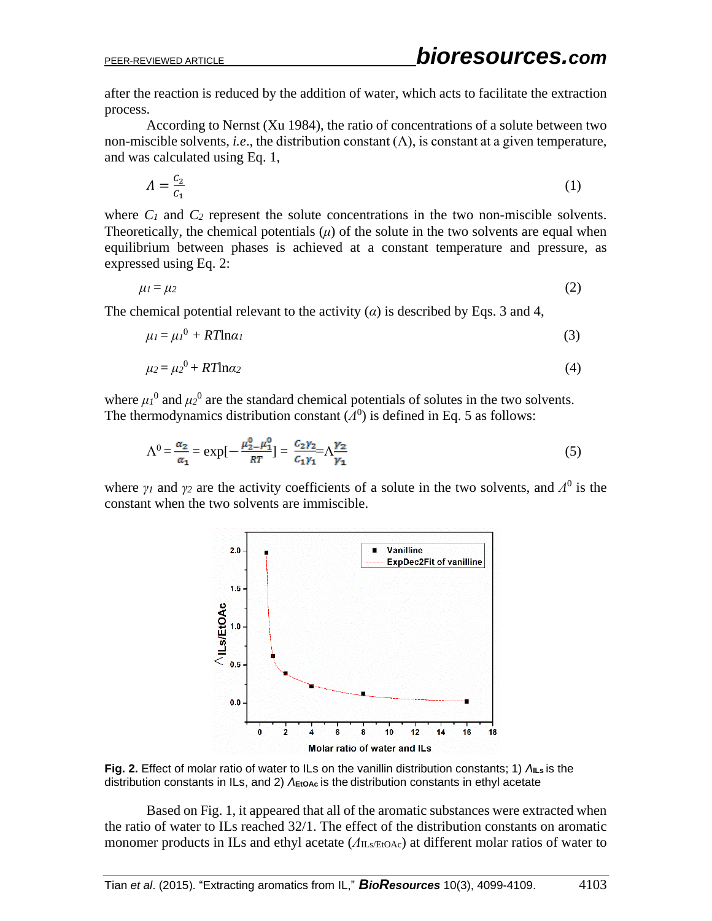after the reaction is reduced by the addition of water, which acts to facilitate the extraction process.

According to Nernst (Xu 1984), the ratio of concentrations of a solute between two non-miscible solvents, *i.e*., the distribution constant ($\Lambda$), is constant at a given temperature, and was calculated using Eq. 1,

$$\Lambda = \frac{C_2}{C_1} \tag{1}$$

where $C_1$ and $C_2$ represent the solute concentrations in the two non-miscible solvents. Theoretically, the chemical potentials ($\mu$) of the solute in the two solvents are equal when equilibrium between phases is achieved at a constant temperature and pressure, as expressed using Eq. 2:

$$\mu_1 = \mu_2 \tag{2}$$

The chemical potential relevant to the activity ($\alpha$) is described by Eqs. 3 and 4,

$$\mu_1 = \mu_1^0 + RT\ln\alpha_1 \tag{3}$$

$$\mu_2 = \mu_2^0 + RT\ln\alpha_2 \tag{4}$$

where $\mu_1^0$ and $\mu_2^0$ are the standard chemical potentials of solutes in the two solvents. The thermodynamics distribution constant ($\Lambda^0$) is defined in Eq. 5 as follows:

$$\Lambda^0 = \frac{\alpha_2}{\alpha_1} = \exp\left[-\frac{\mu_2^0 - \mu_1^0}{RT}\right] = \frac{C_2\gamma_2}{C_1\gamma_1} = \Lambda\frac{\gamma_2}{\gamma_1} \tag{5}$$

where $\gamma_1$ and $\gamma_2$ are the activity coefficients of a solute in the two solvents, and $\Lambda^0$ is the constant when the two solvents are immiscible.

**Fig. 2.** Effect of molar ratio of water to ILs on the vanillin distribution constants; 1) $\Lambda_{ILs}$ is the distribution constants in ILs, and 2) $\Lambda_{EtOAc}$ is the distribution constants in ethyl acetate

Based on Fig. 1, it appeared that all of the aromatic substances were extracted when the ratio of water to ILs reached 32/1. The effect of the distribution constants on aromatic monomer products in ILs and ethyl acetate ($\Lambda_{ILs/EtOAc}$) at different molar ratios of water to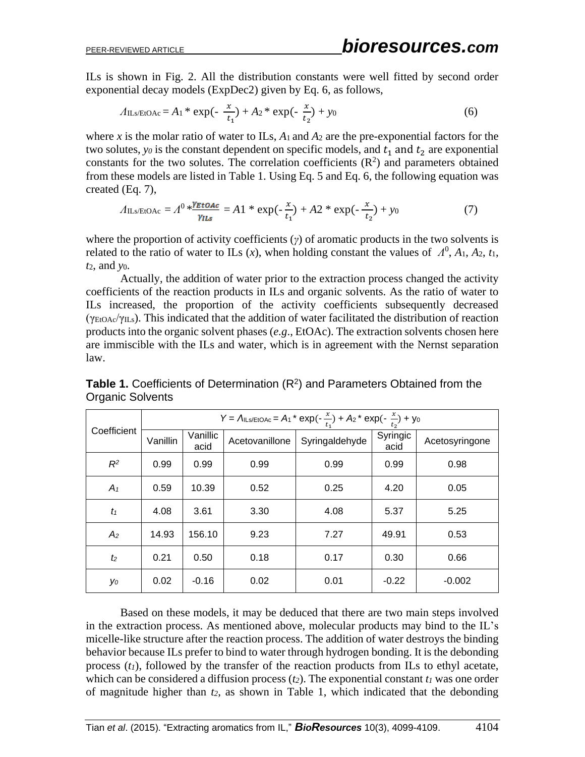ILs is shown in Fig. 2. All the distribution constants were well fitted by second order exponential decay models (ExpDec2) given by Eq. 6, as follows,

$$\Lambda_{ILs/EtOAc} = A_1 * \exp(-\frac{x}{t_1}) + A_2 * \exp(-\frac{x}{t_2}) + y_0 \quad (6)$$

where $x$ is the molar ratio of water to ILs, $A_1$ and $A_2$ are the pre-exponential factors for the two solutes, $y_0$ is the constant dependent on specific models, and $t_1$ and $t_2$ are exponential constants for the two solutes. The correlation coefficients ($R^2$) and parameters obtained from these models are listed in Table 1. Using Eq. 5 and Eq. 6, the following equation was created (Eq. 7),

$$\Lambda_{ILs/EtOAc} = \Lambda^0 * \frac{\gamma_{EtOAc}}{\gamma_{ILs}} = A1 * \exp(-\frac{x}{t_1}) + A2 * \exp(-\frac{x}{t_2}) + y_0 \quad (7)$$

where the proportion of activity coefficients ($\gamma$) of aromatic products in the two solvents is related to the ratio of water to ILs ($x$), when holding constant the values of $\Lambda^0$, $A_1$, $A_2$, $t_1$, $t_2$, and $y_0$.

Actually, the addition of water prior to the extraction process changed the activity coefficients of the reaction products in ILs and organic solvents. As the ratio of water to ILs increased, the proportion of the activity coefficients subsequently decreased ($\gamma_{EtOAc}/\gamma_{ILs}$). This indicated that the addition of water facilitated the distribution of reaction products into the organic solvent phases (*e.g*., EtOAc). The extraction solvents chosen here are immiscible with the ILs and water, which is in agreement with the Nernst separation law.

**Table 1.** Coefficients of Determination ($R^2$) and Parameters Obtained from the Organic Solvents

| Coefficient | $Y = \Lambda_{ILs/EtOAc} = A_1 * \exp(-\frac{x}{t_1}) + A_2 * \exp(-\frac{x}{t_2}) + y_0$ | | | | | |
|---|---|---|---|---|---|---|
| | Vanillin | Vanillic acid | Acetovanillone | Syringaldehyde | Syringic acid | Acetosyringone |
| $R^2$ | 0.99 | 0.99 | 0.99 | 0.99 | 0.99 | 0.98 |
| $A_1$ | 0.59 | 10.39 | 0.52 | 0.25 | 4.20 | 0.05 |
| $t_1$ | 4.08 | 3.61 | 3.30 | 4.08 | 5.37 | 5.25 |
| $A_2$ | 14.93 | 156.10 | 9.23 | 7.27 | 49.91 | 0.53 |
| $t_2$ | 0.21 | 0.50 | 0.18 | 0.17 | 0.30 | 0.66 |
| $y_0$ | 0.02 | -0.16 | 0.02 | 0.01 | -0.22 | -0.002 |

Based on these models, it may be deduced that there are two main steps involved in the extraction process. As mentioned above, molecular products may bind to the IL's micelle-like structure after the reaction process. The addition of water destroys the binding behavior because ILs prefer to bind to water through hydrogen bonding. It is the debonding process ($t_1$), followed by the transfer of the reaction products from ILs to ethyl acetate, which can be considered a diffusion process ($t_2$). The exponential constant $t_1$ was one order of magnitude higher than $t_2$, as shown in Table 1, which indicated that the debonding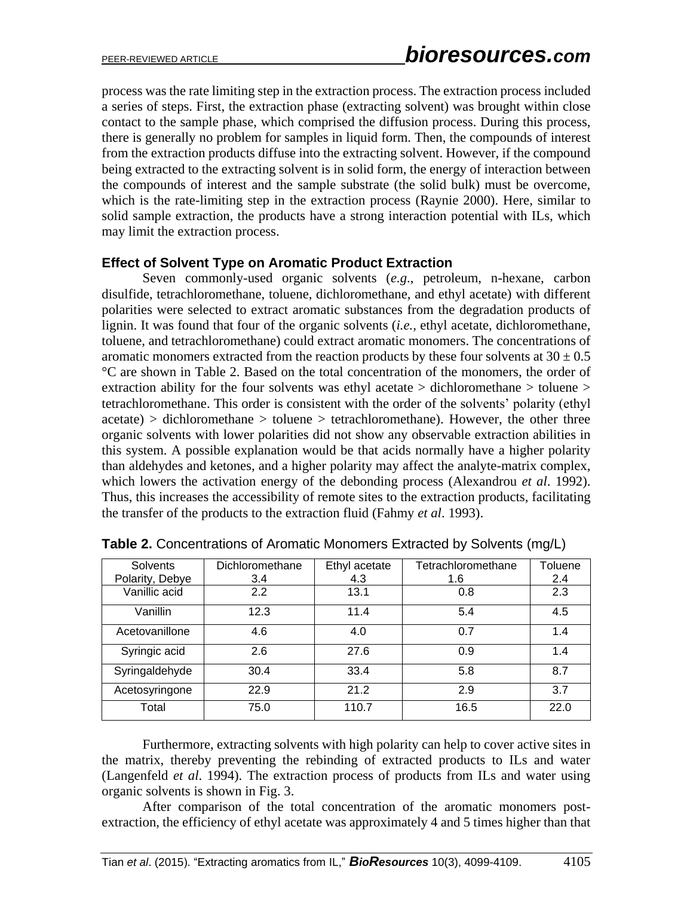process was the rate limiting step in the extraction process. The extraction process included a series of steps. First, the extraction phase (extracting solvent) was brought within close contact to the sample phase, which comprised the diffusion process. During this process, there is generally no problem for samples in liquid form. Then, the compounds of interest from the extraction products diffuse into the extracting solvent. However, if the compound being extracted to the extracting solvent is in solid form, the energy of interaction between the compounds of interest and the sample substrate (the solid bulk) must be overcome, which is the rate-limiting step in the extraction process (Raynie 2000). Here, similar to solid sample extraction, the products have a strong interaction potential with ILs, which may limit the extraction process.

### Effect of Solvent Type on Aromatic Product Extraction

Seven commonly-used organic solvents (*e.g*., petroleum, n-hexane, carbon disulfide, tetrachloromethane, toluene, dichloromethane, and ethyl acetate) with different polarities were selected to extract aromatic substances from the degradation products of lignin. It was found that four of the organic solvents (*i.e.,* ethyl acetate, dichloromethane, toluene, and tetrachloromethane) could extract aromatic monomers. The concentrations of aromatic monomers extracted from the reaction products by these four solvents at $30 \pm 0.5$ °C are shown in Table 2. Based on the total concentration of the monomers, the order of extraction ability for the four solvents was ethyl acetate > dichloromethane > toluene > tetrachloromethane. This order is consistent with the order of the solvents' polarity (ethyl acetate) > dichloromethane > toluene > tetrachloromethane). However, the other three organic solvents with lower polarities did not show any observable extraction abilities in this system. A possible explanation would be that acids normally have a higher polarity than aldehydes and ketones, and a higher polarity may affect the analyte-matrix complex, which lowers the activation energy of the debonding process (Alexandrou *et al*. 1992). Thus, this increases the accessibility of remote sites to the extraction products, facilitating the transfer of the products to the extraction fluid (Fahmy *et al*. 1993).

**Table 2.** Concentrations of Aromatic Monomers Extracted by Solvents (mg/L)

| Solvents<br>Polarity, Debye | Dichloromethane<br>3.4 | Ethyl acetate<br>4.3 | Tetrachloromethane<br>1.6 | Toluene<br>2.4 |
|---|---|---|---|---|
| Vanillic acid | 2.2 | 13.1 | 0.8 | 2.3 |
| Vanillin | 12.3 | 11.4 | 5.4 | 4.5 |
| Acetovanillone | 4.6 | 4.0 | 0.7 | 1.4 |
| Syringic acid | 2.6 | 27.6 | 0.9 | 1.4 |
| Syringaldehyde | 30.4 | 33.4 | 5.8 | 8.7 |
| Acetosyringone | 22.9 | 21.2 | 2.9 | 3.7 |
| Total | 75.0 | 110.7 | 16.5 | 22.0 |

Furthermore, extracting solvents with high polarity can help to cover active sites in the matrix, thereby preventing the rebinding of extracted products to ILs and water (Langenfeld *et al*. 1994). The extraction process of products from ILs and water using organic solvents is shown in Fig. 3.

After comparison of the total concentration of the aromatic monomers post-extraction, the efficiency of ethyl acetate was approximately 4 and 5 times higher than that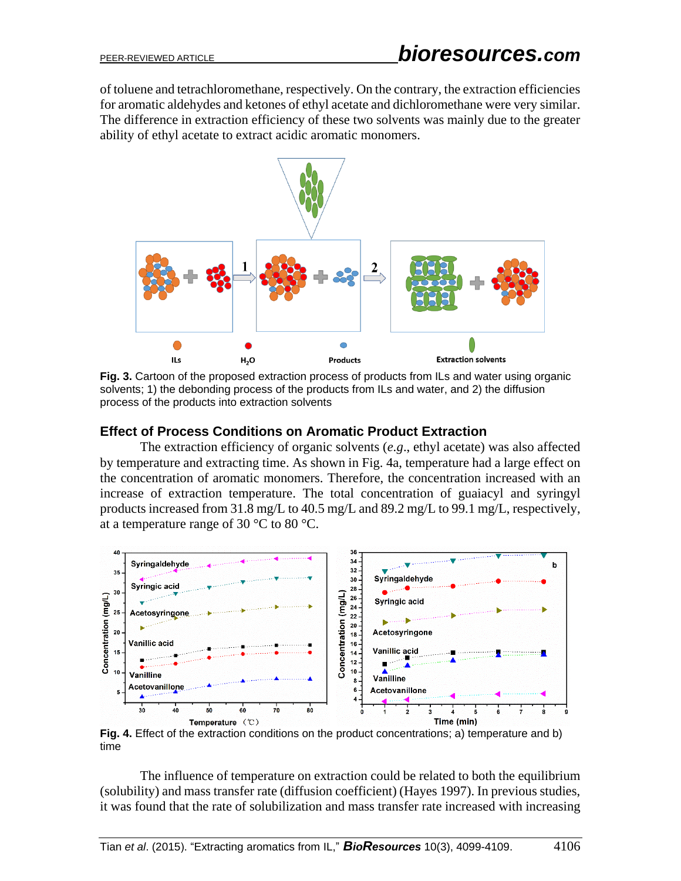of toluene and tetrachloromethane, respectively. On the contrary, the extraction efficiencies for aromatic aldehydes and ketones of ethyl acetate and dichloromethane were very similar. The difference in extraction efficiency of these two solvents was mainly due to the greater ability of ethyl acetate to extract acidic aromatic monomers.

**Fig. 3.** Cartoon of the proposed extraction process of products from ILs and water using organic solvents; 1) the debonding process of the products from ILs and water, and 2) the diffusion process of the products into extraction solvents

## Effect of Process Conditions on Aromatic Product Extraction

The extraction efficiency of organic solvents (*e.g.*, ethyl acetate) was also affected by temperature and extracting time. As shown in Fig. 4a, temperature had a large effect on the concentration of aromatic monomers. Therefore, the concentration increased with an increase of extraction temperature. The total concentration of guaiacyl and syringyl products increased from 31.8 mg/L to 40.5 mg/L and 89.2 mg/L to 99.1 mg/L, respectively, at a temperature range of 30 °C to 80 °C.

**Fig. 4.** Effect of the extraction conditions on the product concentrations; a) temperature and b) time

The influence of temperature on extraction could be related to both the equilibrium (solubility) and mass transfer rate (diffusion coefficient) (Hayes 1997). In previous studies, it was found that the rate of solubilization and mass transfer rate increased with increasing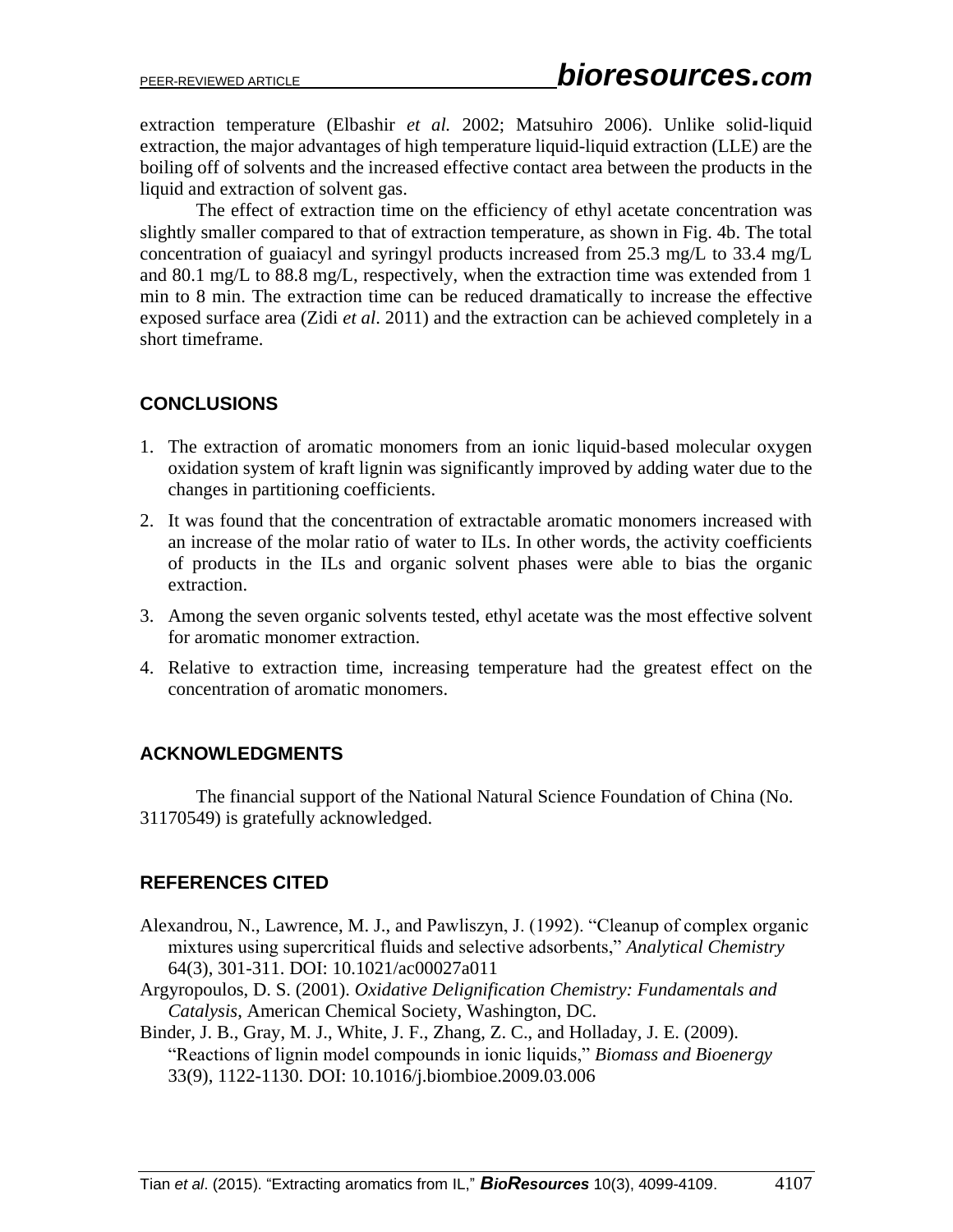extraction temperature (Elbashir *et al.* 2002; Matsuhiro 2006). Unlike solid-liquid extraction, the major advantages of high temperature liquid-liquid extraction (LLE) are the boiling off of solvents and the increased effective contact area between the products in the liquid and extraction of solvent gas.

The effect of extraction time on the efficiency of ethyl acetate concentration was slightly smaller compared to that of extraction temperature, as shown in Fig. 4b. The total concentration of guaiacyl and syringyl products increased from 25.3 mg/L to 33.4 mg/L and 80.1 mg/L to 88.8 mg/L, respectively, when the extraction time was extended from 1 min to 8 min. The extraction time can be reduced dramatically to increase the effective exposed surface area (Zidi *et al*. 2011) and the extraction can be achieved completely in a short timeframe.

## CONCLUSIONS

1. The extraction of aromatic monomers from an ionic liquid-based molecular oxygen oxidation system of kraft lignin was significantly improved by adding water due to the changes in partitioning coefficients.
2. It was found that the concentration of extractable aromatic monomers increased with an increase of the molar ratio of water to ILs. In other words, the activity coefficients of products in the ILs and organic solvent phases were able to bias the organic extraction.
3. Among the seven organic solvents tested, ethyl acetate was the most effective solvent for aromatic monomer extraction.
4. Relative to extraction time, increasing temperature had the greatest effect on the concentration of aromatic monomers.

## ACKNOWLEDGMENTS

The financial support of the National Natural Science Foundation of China (No. 31170549) is gratefully acknowledged.

## REFERENCES CITED

Alexandrou, N., Lawrence, M. J., and Pawliszyn, J. (1992). "Cleanup of complex organic mixtures using supercritical fluids and selective adsorbents," *Analytical Chemistry* 64(3), 301-311. DOI: 10.1021/ac00027a011

Argyropoulos, D. S. (2001). *Oxidative Delignification Chemistry: Fundamentals and Catalysis*, American Chemical Society, Washington, DC.

Binder, J. B., Gray, M. J., White, J. F., Zhang, Z. C., and Holladay, J. E. (2009). "Reactions of lignin model compounds in ionic liquids," *Biomass and Bioenergy* 33(9), 1122-1130. DOI: 10.1016/j.biombioe.2009.03.006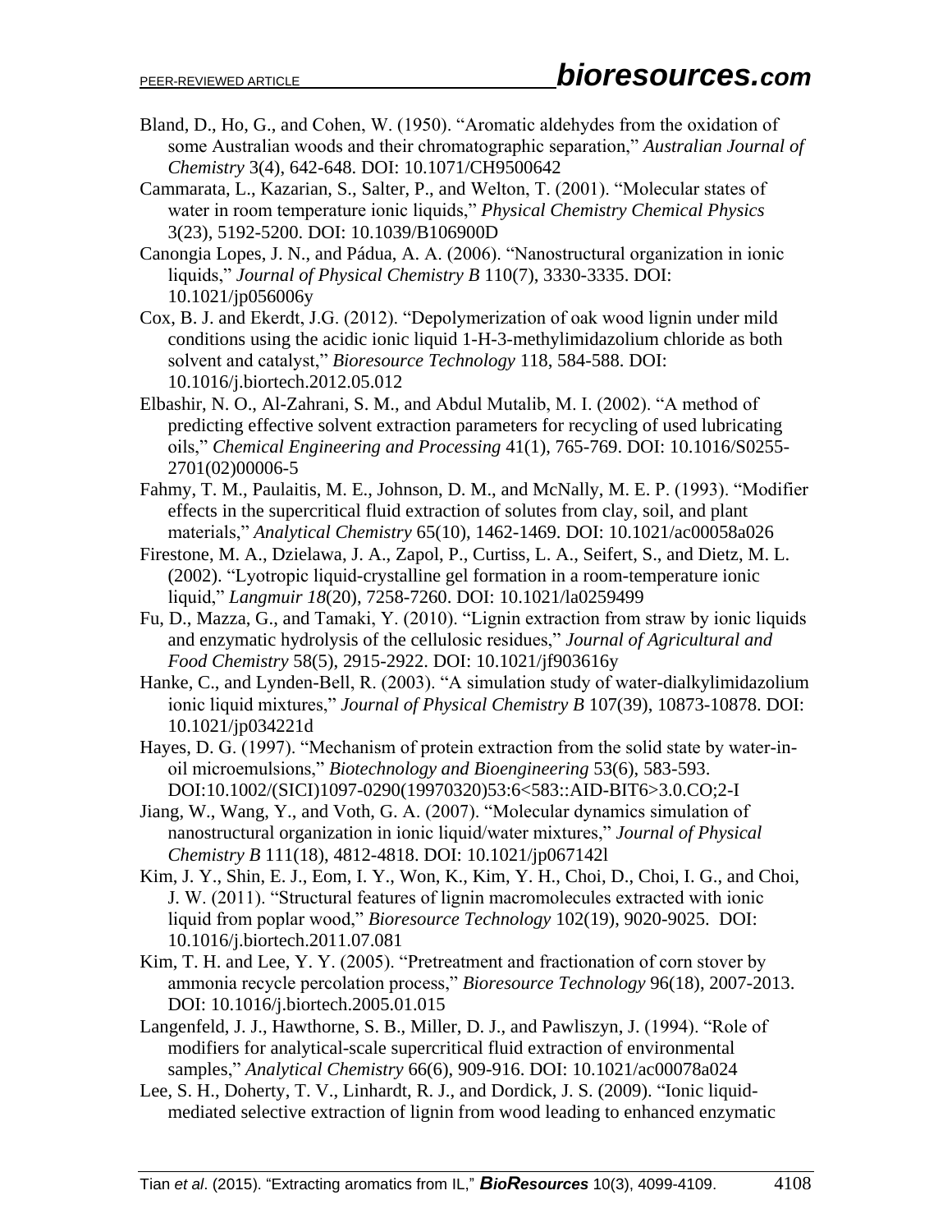Bland, D., Ho, G., and Cohen, W. (1950). "Aromatic aldehydes from the oxidation of some Australian woods and their chromatographic separation," *Australian Journal of Chemistry* 3(4), 642-648. DOI: 10.1071/CH9500642

Cammarata, L., Kazarian, S., Salter, P., and Welton, T. (2001). "Molecular states of water in room temperature ionic liquids," *Physical Chemistry Chemical Physics* 3(23), 5192-5200. DOI: 10.1039/B106900D

Canongia Lopes, J. N., and Pádua, A. A. (2006). "Nanostructural organization in ionic liquids," *Journal of Physical Chemistry B* 110(7), 3330-3335. DOI: 10.1021/jp056006y

Cox, B. J. and Ekerdt, J.G. (2012). "Depolymerization of oak wood lignin under mild conditions using the acidic ionic liquid 1-H-3-methylimidazolium chloride as both solvent and catalyst," *Bioresource Technology* 118, 584-588. DOI: 10.1016/j.biortech.2012.05.012

Elbashir, N. O., Al-Zahrani, S. M., and Abdul Mutalib, M. I. (2002). "A method of predicting effective solvent extraction parameters for recycling of used lubricating oils," *Chemical Engineering and Processing* 41(1), 765-769. DOI: 10.1016/S0255-2701(02)00006-5

Fahmy, T. M., Paulaitis, M. E., Johnson, D. M., and McNally, M. E. P. (1993). "Modifier effects in the supercritical fluid extraction of solutes from clay, soil, and plant materials," *Analytical Chemistry* 65(10), 1462-1469. DOI: 10.1021/ac00058a026

Firestone, M. A., Dzielawa, J. A., Zapol, P., Curtiss, L. A., Seifert, S., and Dietz, M. L. (2002). "Lyotropic liquid-crystalline gel formation in a room-temperature ionic liquid," *Langmuir 18*(20), 7258-7260. DOI: 10.1021/la0259499

Fu, D., Mazza, G., and Tamaki, Y. (2010). "Lignin extraction from straw by ionic liquids and enzymatic hydrolysis of the cellulosic residues," *Journal of Agricultural and Food Chemistry* 58(5), 2915-2922. DOI: 10.1021/jf903616y

Hanke, C., and Lynden-Bell, R. (2003). "A simulation study of water-dialkylimidazolium ionic liquid mixtures," *Journal of Physical Chemistry B* 107(39), 10873-10878. DOI: 10.1021/jp034221d

Hayes, D. G. (1997). "Mechanism of protein extraction from the solid state by water-in-oil microemulsions," *Biotechnology and Bioengineering* 53(6), 583-593. DOI:10.1002/(SICI)1097-0290(19970320)53:6<583::AID-BIT6>3.0.CO;2-I

Jiang, W., Wang, Y., and Voth, G. A. (2007). "Molecular dynamics simulation of nanostructural organization in ionic liquid/water mixtures," *Journal of Physical Chemistry B* 111(18), 4812-4818. DOI: 10.1021/jp067142l

Kim, J. Y., Shin, E. J., Eom, I. Y., Won, K., Kim, Y. H., Choi, D., Choi, I. G., and Choi, J. W. (2011). "Structural features of lignin macromolecules extracted with ionic liquid from poplar wood," *Bioresource Technology* 102(19), 9020-9025. DOI: 10.1016/j.biortech.2011.07.081

Kim, T. H. and Lee, Y. Y. (2005). "Pretreatment and fractionation of corn stover by ammonia recycle percolation process," *Bioresource Technology* 96(18), 2007-2013. DOI: 10.1016/j.biortech.2005.01.015

Langenfeld, J. J., Hawthorne, S. B., Miller, D. J., and Pawliszyn, J. (1994). "Role of modifiers for analytical-scale supercritical fluid extraction of environmental samples," *Analytical Chemistry* 66(6), 909-916. DOI: 10.1021/ac00078a024

Lee, S. H., Doherty, T. V., Linhardt, R. J., and Dordick, J. S. (2009). "Ionic liquid-mediated selective extraction of lignin from wood leading to enhanced enzymatic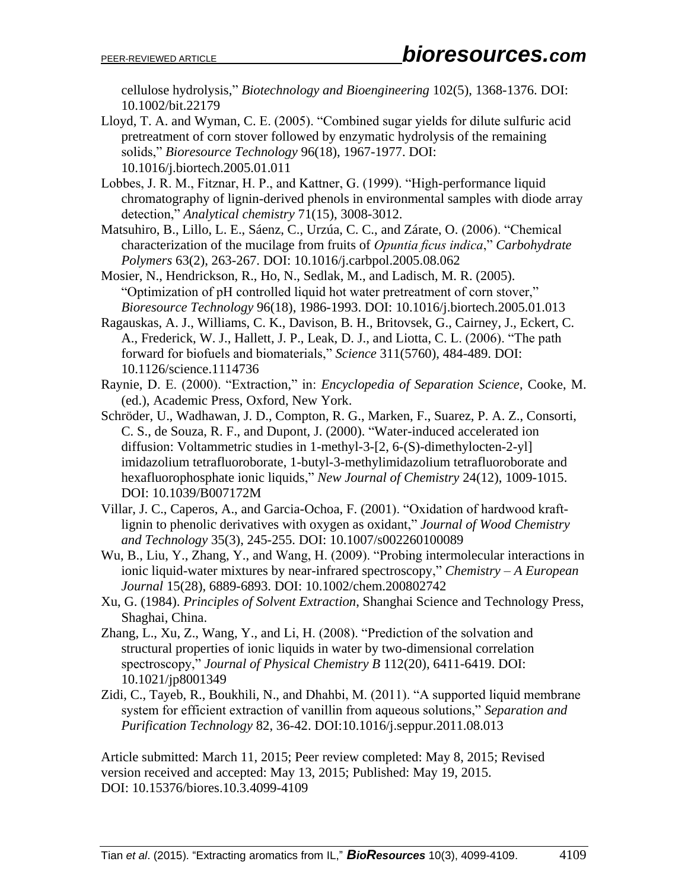cellulose hydrolysis," *Biotechnology and Bioengineering* 102(5), 1368-1376. DOI: 10.1002/bit.22179

Lloyd, T. A. and Wyman, C. E. (2005). "Combined sugar yields for dilute sulfuric acid pretreatment of corn stover followed by enzymatic hydrolysis of the remaining solids," *Bioresource Technology* 96(18), 1967-1977. DOI: 10.1016/j.biortech.2005.01.011

Lobbes, J. R. M., Fitznar, H. P., and Kattner, G. (1999). "High-performance liquid chromatography of lignin-derived phenols in environmental samples with diode array detection," *Analytical chemistry* 71(15), 3008-3012.

Matsuhiro, B., Lillo, L. E., Sáenz, C., Urzúa, C. C., and Zárate, O. (2006). "Chemical characterization of the mucilage from fruits of *Opuntia ficus indica*," *Carbohydrate Polymers* 63(2), 263-267. DOI: 10.1016/j.carbpol.2005.08.062

Mosier, N., Hendrickson, R., Ho, N., Sedlak, M., and Ladisch, M. R. (2005). "Optimization of pH controlled liquid hot water pretreatment of corn stover," *Bioresource Technology* 96(18), 1986-1993. DOI: 10.1016/j.biortech.2005.01.013

Ragauskas, A. J., Williams, C. K., Davison, B. H., Britovsek, G., Cairney, J., Eckert, C. A., Frederick, W. J., Hallett, J. P., Leak, D. J., and Liotta, C. L. (2006). "The path forward for biofuels and biomaterials," *Science* 311(5760), 484-489. DOI: 10.1126/science.1114736

Raynie, D. E. (2000). "Extraction," in: *Encyclopedia of Separation Science*, Cooke, M. (ed.), Academic Press, Oxford, New York.

Schröder, U., Wadhawan, J. D., Compton, R. G., Marken, F., Suarez, P. A. Z., Consorti, C. S., de Souza, R. F., and Dupont, J. (2000). "Water-induced accelerated ion diffusion: Voltammetric studies in 1-methyl-3-[2, 6-(S)-dimethylocten-2-yl] imidazolium tetrafluoroborate, 1-butyl-3-methylimidazolium tetrafluoroborate and hexafluorophosphate ionic liquids," *New Journal of Chemistry* 24(12), 1009-1015. DOI: 10.1039/B007172M

Villar, J. C., Caperos, A., and Garcia-Ochoa, F. (2001). "Oxidation of hardwood kraft-lignin to phenolic derivatives with oxygen as oxidant," *Journal of Wood Chemistry and Technology* 35(3), 245-255. DOI: 10.1007/s002260100089

Wu, B., Liu, Y., Zhang, Y., and Wang, H. (2009). "Probing intermolecular interactions in ionic liquid-water mixtures by near-infrared spectroscopy," *Chemistry – A European Journal* 15(28), 6889-6893. DOI: 10.1002/chem.200802742

Xu, G. (1984). *Principles of Solvent Extraction*, Shanghai Science and Technology Press, Shaghai, China.

Zhang, L., Xu, Z., Wang, Y., and Li, H. (2008). "Prediction of the solvation and structural properties of ionic liquids in water by two-dimensional correlation spectroscopy," *Journal of Physical Chemistry B* 112(20), 6411-6419. DOI: 10.1021/jp8001349

Zidi, C., Tayeb, R., Boukhili, N., and Dhahbi, M. (2011). "A supported liquid membrane system for efficient extraction of vanillin from aqueous solutions," *Separation and Purification Technology* 82, 36-42. DOI:10.1016/j.seppur.2011.08.013

Article submitted: March 11, 2015; Peer review completed: May 8, 2015; Revised version received and accepted: May 13, 2015; Published: May 19, 2015.
DOI: 10.15376/biores.10.3.4099-4109